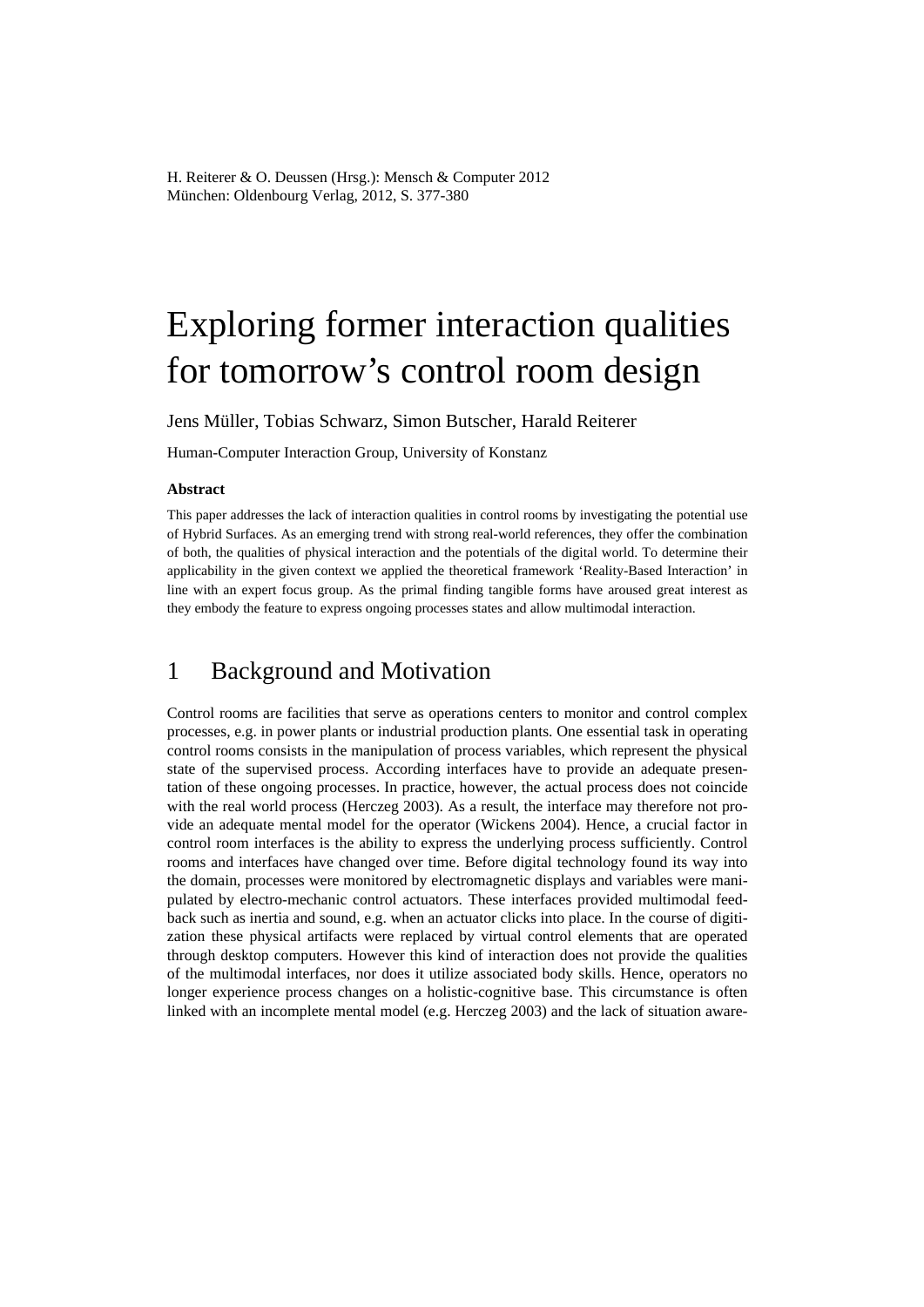H. Reiterer & O. Deussen (Hrsg.): Mensch & Computer 2012
München: Oldenbourg Verlag, 2012, S. 377-380

# Exploring former interaction qualities for tomorrow's control room design

Jens Müller, Tobias Schwarz, Simon Butscher, Harald Reiterer

Human-Computer Interaction Group, University of Konstanz

**Abstract**

This paper addresses the lack of interaction qualities in control rooms by investigating the potential use of Hybrid Surfaces. As an emerging trend with strong real-world references, they offer the combination of both, the qualities of physical interaction and the potentials of the digital world. To determine their applicability in the given context we applied the theoretical framework 'Reality-Based Interaction' in line with an expert focus group. As the primal finding tangible forms have aroused great interest as they embody the feature to express ongoing processes states and allow multimodal interaction.

## 1 Background and Motivation

Control rooms are facilities that serve as operations centers to monitor and control complex processes, e.g. in power plants or industrial production plants. One essential task in operating control rooms consists in the manipulation of process variables, which represent the physical state of the supervised process. According interfaces have to provide an adequate presentation of these ongoing processes. In practice, however, the actual process does not coincide with the real world process (Herczeg 2003). As a result, the interface may therefore not provide an adequate mental model for the operator (Wickens 2004). Hence, a crucial factor in control room interfaces is the ability to express the underlying process sufficiently. Control rooms and interfaces have changed over time. Before digital technology found its way into the domain, processes were monitored by electromagnetic displays and variables were manipulated by electro-mechanic control actuators. These interfaces provided multimodal feedback such as inertia and sound, e.g. when an actuator clicks into place. In the course of digitization these physical artifacts were replaced by virtual control elements that are operated through desktop computers. However this kind of interaction does not provide the qualities of the multimodal interfaces, nor does it utilize associated body skills. Hence, operators no longer experience process changes on a holistic-cognitive base. This circumstance is often linked with an incomplete mental model (e.g. Herczeg 2003) and the lack of situation aware-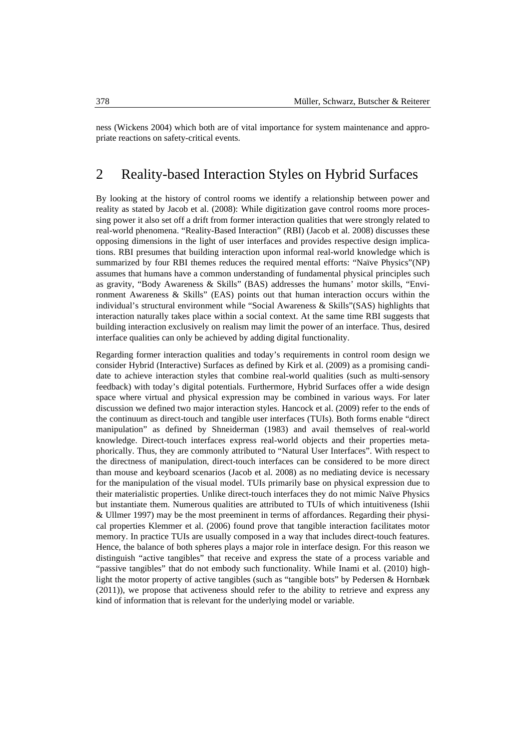ness (Wickens 2004) which both are of vital importance for system maintenance and appropriate reactions on safety-critical events.

## 2 Reality-based Interaction Styles on Hybrid Surfaces

By looking at the history of control rooms we identify a relationship between power and reality as stated by Jacob et al. (2008): While digitization gave control rooms more processing power it also set off a drift from former interaction qualities that were strongly related to real-world phenomena. "Reality-Based Interaction" (RBI) (Jacob et al. 2008) discusses these opposing dimensions in the light of user interfaces and provides respective design implications. RBI presumes that building interaction upon informal real-world knowledge which is summarized by four RBI themes reduces the required mental efforts: "Naïve Physics"(NP) assumes that humans have a common understanding of fundamental physical principles such as gravity, "Body Awareness & Skills" (BAS) addresses the humans' motor skills, "Environment Awareness & Skills" (EAS) points out that human interaction occurs within the individual's structural environment while "Social Awareness & Skills"(SAS) highlights that interaction naturally takes place within a social context. At the same time RBI suggests that building interaction exclusively on realism may limit the power of an interface. Thus, desired interface qualities can only be achieved by adding digital functionality.

Regarding former interaction qualities and today's requirements in control room design we consider Hybrid (Interactive) Surfaces as defined by Kirk et al. (2009) as a promising candidate to achieve interaction styles that combine real-world qualities (such as multi-sensory feedback) with today's digital potentials. Furthermore, Hybrid Surfaces offer a wide design space where virtual and physical expression may be combined in various ways. For later discussion we defined two major interaction styles. Hancock et al. (2009) refer to the ends of the continuum as direct-touch and tangible user interfaces (TUIs). Both forms enable "direct manipulation" as defined by Shneiderman (1983) and avail themselves of real-world knowledge. Direct-touch interfaces express real-world objects and their properties metaphorically. Thus, they are commonly attributed to "Natural User Interfaces". With respect to the directness of manipulation, direct-touch interfaces can be considered to be more direct than mouse and keyboard scenarios (Jacob et al. 2008) as no mediating device is necessary for the manipulation of the visual model. TUIs primarily base on physical expression due to their materialistic properties. Unlike direct-touch interfaces they do not mimic Naïve Physics but instantiate them. Numerous qualities are attributed to TUIs of which intuitiveness (Ishii & Ullmer 1997) may be the most preeminent in terms of affordances. Regarding their physical properties Klemmer et al. (2006) found prove that tangible interaction facilitates motor memory. In practice TUIs are usually composed in a way that includes direct-touch features. Hence, the balance of both spheres plays a major role in interface design. For this reason we distinguish "active tangibles" that receive and express the state of a process variable and "passive tangibles" that do not embody such functionality. While Inami et al. (2010) highlight the motor property of active tangibles (such as "tangible bots" by Pedersen & Hornbæk (2011)), we propose that activeness should refer to the ability to retrieve and express any kind of information that is relevant for the underlying model or variable.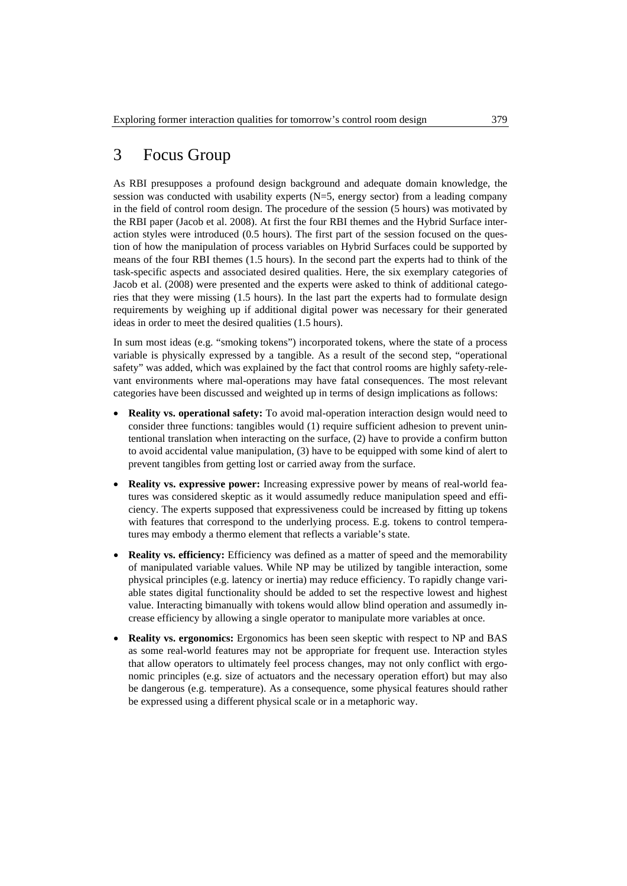# 3 Focus Group

As RBI presupposes a profound design background and adequate domain knowledge, the session was conducted with usability experts (N=5, energy sector) from a leading company in the field of control room design. The procedure of the session (5 hours) was motivated by the RBI paper (Jacob et al. 2008). At first the four RBI themes and the Hybrid Surface interaction styles were introduced (0.5 hours). The first part of the session focused on the question of how the manipulation of process variables on Hybrid Surfaces could be supported by means of the four RBI themes (1.5 hours). In the second part the experts had to think of the task-specific aspects and associated desired qualities. Here, the six exemplary categories of Jacob et al. (2008) were presented and the experts were asked to think of additional categories that they were missing (1.5 hours). In the last part the experts had to formulate design requirements by weighing up if additional digital power was necessary for their generated ideas in order to meet the desired qualities (1.5 hours).

In sum most ideas (e.g. "smoking tokens") incorporated tokens, where the state of a process variable is physically expressed by a tangible. As a result of the second step, "operational safety" was added, which was explained by the fact that control rooms are highly safety-relevant environments where mal-operations may have fatal consequences. The most relevant categories have been discussed and weighted up in terms of design implications as follows:

- **Reality vs. operational safety:** To avoid mal-operation interaction design would need to consider three functions: tangibles would (1) require sufficient adhesion to prevent unintentional translation when interacting on the surface, (2) have to provide a confirm button to avoid accidental value manipulation, (3) have to be equipped with some kind of alert to prevent tangibles from getting lost or carried away from the surface.
- **Reality vs. expressive power:** Increasing expressive power by means of real-world features was considered skeptic as it would assumedly reduce manipulation speed and efficiency. The experts supposed that expressiveness could be increased by fitting up tokens with features that correspond to the underlying process. E.g. tokens to control temperatures may embody a thermo element that reflects a variable's state.
- **Reality vs. efficiency:** Efficiency was defined as a matter of speed and the memorability of manipulated variable values. While NP may be utilized by tangible interaction, some physical principles (e.g. latency or inertia) may reduce efficiency. To rapidly change variable states digital functionality should be added to set the respective lowest and highest value. Interacting bimanually with tokens would allow blind operation and assumedly increase efficiency by allowing a single operator to manipulate more variables at once.
- **Reality vs. ergonomics:** Ergonomics has been seen skeptic with respect to NP and BAS as some real-world features may not be appropriate for frequent use. Interaction styles that allow operators to ultimately feel process changes, may not only conflict with ergonomic principles (e.g. size of actuators and the necessary operation effort) but may also be dangerous (e.g. temperature). As a consequence, some physical features should rather be expressed using a different physical scale or in a metaphoric way.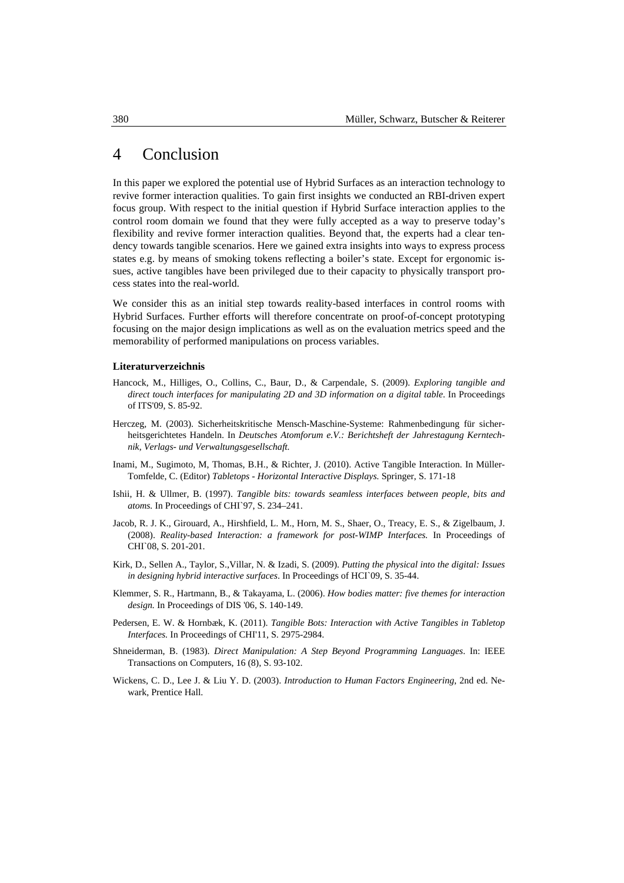# 4 Conclusion

In this paper we explored the potential use of Hybrid Surfaces as an interaction technology to revive former interaction qualities. To gain first insights we conducted an RBI-driven expert focus group. With respect to the initial question if Hybrid Surface interaction applies to the control room domain we found that they were fully accepted as a way to preserve today's flexibility and revive former interaction qualities. Beyond that, the experts had a clear tendency towards tangible scenarios. Here we gained extra insights into ways to express process states e.g. by means of smoking tokens reflecting a boiler's state. Except for ergonomic issues, active tangibles have been privileged due to their capacity to physically transport process states into the real-world.

We consider this as an initial step towards reality-based interfaces in control rooms with Hybrid Surfaces. Further efforts will therefore concentrate on proof-of-concept prototyping focusing on the major design implications as well as on the evaluation metrics speed and the memorability of performed manipulations on process variables.

**Literaturverzeichnis**

Hancock, M., Hilliges, O., Collins, C., Baur, D., & Carpendale, S. (2009). *Exploring tangible and direct touch interfaces for manipulating 2D and 3D information on a digital table*. In Proceedings of ITS'09, S. 85-92.

Herczeg, M. (2003). Sicherheitskritische Mensch-Maschine-Systeme: Rahmenbedingung für sicherheitsgerichtetes Handeln. In *Deutsches Atomforum e.V.: Berichtsheft der Jahrestagung Kerntechnik, Verlags- und Verwaltungsgesellschaft.*

Inami, M., Sugimoto, M, Thomas, B.H., & Richter, J. (2010). Active Tangible Interaction. In Müller-Tomfelde, C. (Editor) *Tabletops - Horizontal Interactive Displays.* Springer, S. 171-18

Ishii, H. & Ullmer, B. (1997). *Tangible bits: towards seamless interfaces between people, bits and atoms.* In Proceedings of CHI`97, S. 234–241.

Jacob, R. J. K., Girouard, A., Hirshfield, L. M., Horn, M. S., Shaer, O., Treacy, E. S., & Zigelbaum, J. (2008). *Reality-based Interaction: a framework for post-WIMP Interfaces.* In Proceedings of CHI`08, S. 201-201.

Kirk, D., Sellen A., Taylor, S.,Villar, N. & Izadi, S. (2009). *Putting the physical into the digital: Issues in designing hybrid interactive surfaces*. In Proceedings of HCI`09, S. 35-44.

Klemmer, S. R., Hartmann, B., & Takayama, L. (2006). *How bodies matter: five themes for interaction design.* In Proceedings of DIS '06, S. 140-149.

Pedersen, E. W. & Hornbæk, K. (2011). *Tangible Bots: Interaction with Active Tangibles in Tabletop Interfaces.* In Proceedings of CHI'11, S. 2975-2984.

Shneiderman, B. (1983). *Direct Manipulation: A Step Beyond Programming Languages*. In: IEEE Transactions on Computers, 16 (8), S. 93-102.

Wickens, C. D., Lee J. & Liu Y. D. (2003). *Introduction to Human Factors Engineering*, 2nd ed. Newark, Prentice Hall.